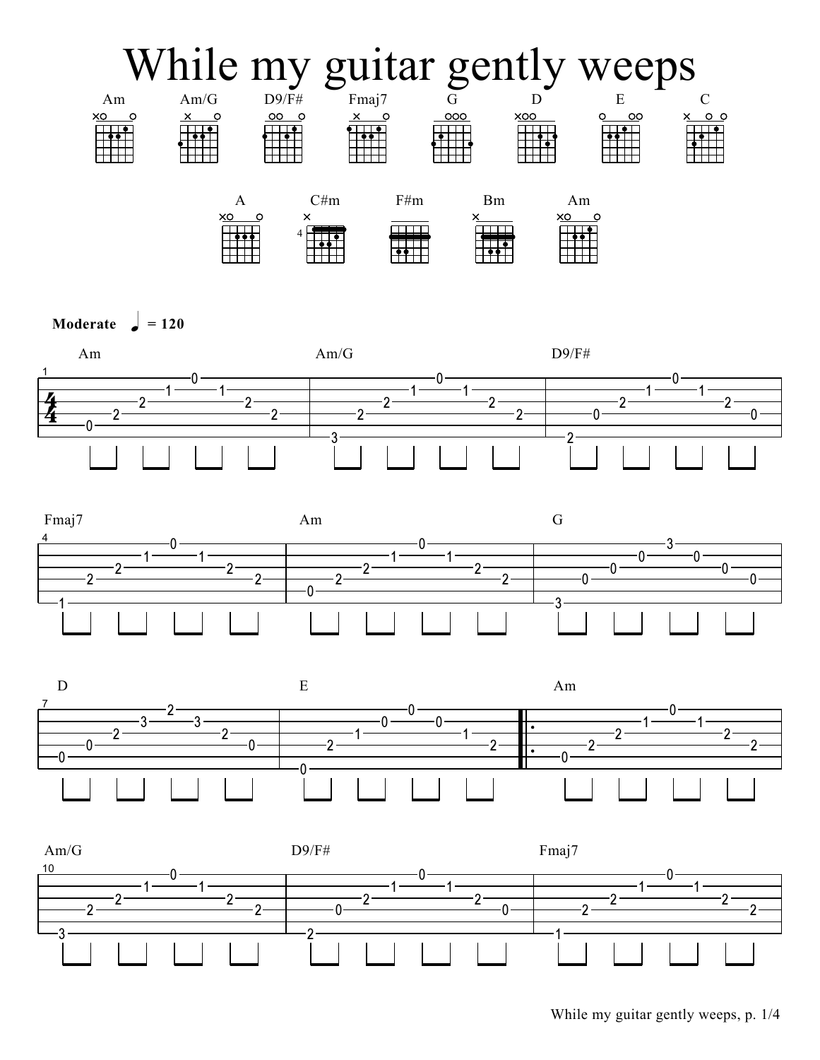# While my guitar gently weeps

Am Am/G D9/F# Fmaj7 G D E C

A C#m F#m Bm Am

**Moderate** ♩ **= 120**

Am | Am/G | D9/F#

Fmaj7 | Am | G

D | E | Am

Am/G | D9/F# | Fmaj7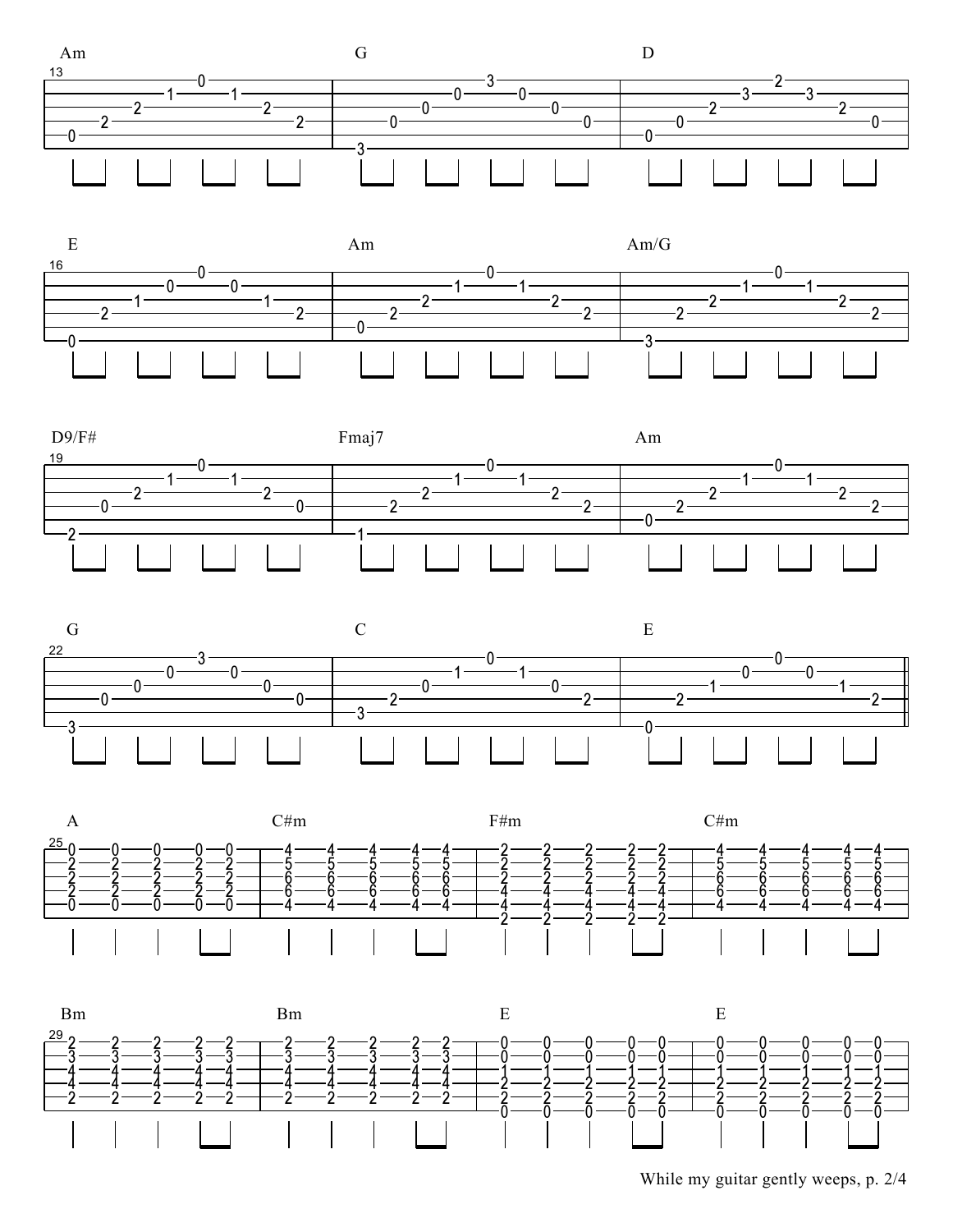```
   Am                      G                       D
13
e|--------0---------------|---------3--------------|---------2--------------|
B|-----1-----1------------|------0-----0-----------|------3-----3-----------|
G|--2-----------2---------|---0-----------0--------|---2-----------2--------|
D|2----------------2------|0-----------------0-----|0-----------------0-----|
A|0-----------------------|------------------------|0-----------------------|
E|------------------------|3-----------------------|------------------------|
```

```
   E                       Am                      Am/G
16
e|--------0---------------|---------0--------------|---------0--------------|
B|-----0-----0------------|------1-----1-----------|------1-----1-----------|
G|--1-----------1---------|---2-----------2--------|---2-----------2--------|
D|2----------------2------|2-----------------2-----|2-----------------2-----|
A|------------------------|0-----------------------|------------------------|
E|0-----------------------|------------------------|3-----------------------|
```

```
   D9/F#                   Fmaj7                   Am
19
e|--------0---------------|---------0--------------|---------0--------------|
B|-----1-----1------------|------1-----1-----------|------1-----1-----------|
G|--2-----------2---------|---2-----------2--------|---2-----------2--------|
D|0----------------0------|2-----------------2-----|2-----------------2-----|
A|------------------------|------------------------|0-----------------------|
E|2-----------------------|1-----------------------|------------------------|
```

```
   G                       C                       E
22
e|--------3---------------|---------0--------------|---------0--------------||
B|-----0-----0------------|------1-----1-----------|------0-----0-----------||
G|--0-----------0---------|---0-----------0--------|---1-----------1--------||
D|0----------------0------|2-----------------2-----|2-----------------2-----||
A|------------------------|3-----------------------|------------------------||
E|3-----------------------|------------------------|0-----------------------||
```

```
   A               C#m             F#m             C#m
25
e|0-0-0-0-0-------|4-4-4-4-4-------|2-2-2-2-2-------|4-4-4-4-4-------|
B|2-2-2-2-2-------|5-5-5-5-5-------|2-2-2-2-2-------|5-5-5-5-5-------|
G|2-2-2-2-2-------|6-6-6-6-6-------|2-2-2-2-2-------|6-6-6-6-6-------|
D|2-2-2-2-2-------|6-6-6-6-6-------|4-4-4-4-4-------|6-6-6-6-6-------|
A|0-0-0-0-0-------|4-4-4-4-4-------|4-4-4-4-4-------|4-4-4-4-4-------|
E|----------------|----------------|2-2-2-2-2-------|----------------|
```

```
   Bm              Bm              E               E
29
e|2-2-2-2-2-------|2-2-2-2-2-------|0-0-0-0-0-------|0-0-0-0-0-------|
B|3-3-3-3-3-------|3-3-3-3-3-------|0-0-0-0-0-------|0-0-0-0-0-------|
G|4-4-4-4-4-------|4-4-4-4-4-------|1-1-1-1-1-------|1-1-1-1-1-------|
D|4-4-4-4-4-------|4-4-4-4-4-------|2-2-2-2-2-------|2-2-2-2-2-------|
A|2-2-2-2-2-------|2-2-2-2-2-------|2-2-2-2-2-------|2-2-2-2-2-------|
E|----------------|----------------|0-0-0-0-0-------|0-0-0-0-0-------|
```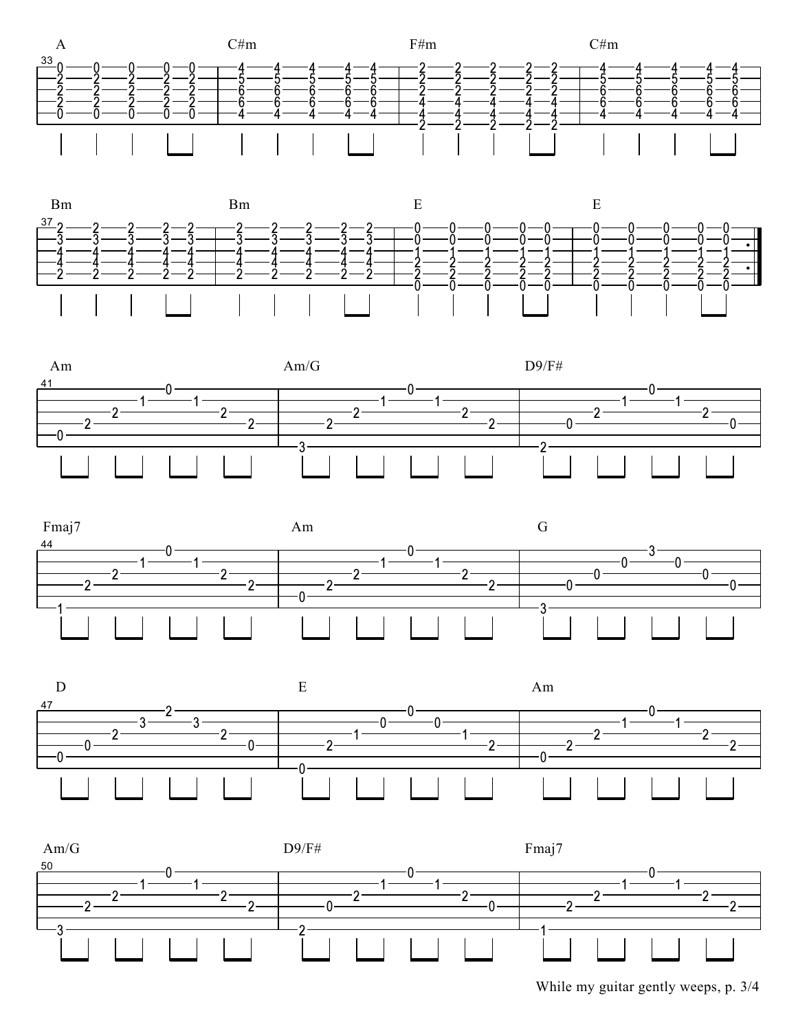```
    A                      C#m                    F#m                    C#m
33
e|-0---0---0---0--0---|-4---4---4---4--4---|-2---2---2---2--2---|-4---4---4---4--4---|
B|-2---2---2---2--2---|-5---5---5---5--5---|-2---2---2---2--2---|-5---5---5---5--5---|
G|-2---2---2---2--2---|-6---6---6---6--6---|-2---2---2---2--2---|-6---6---6---6--6---|
D|-2---2---2---2--2---|-6---6---6---6--6---|-4---4---4---4--4---|-6---6---6---6--6---|
A|-0---0---0---0--0---|-4---4---4---4--4---|-4---4---4---4--4---|-4---4---4---4--4---|
E|--------------------|--------------------|-2---2---2---2--2---|--------------------|
```

```
    Bm                     Bm                     E                      E
37
e|-2---2---2---2--2---|-2---2---2---2--2---|-0---0---0---0--0---|-0---0---0---0--0---:|
B|-3---3---3---3--3---|-3---3---3---3--3---|-0---0---0---0--0---|-0---0---0---0--0---:|
G|-4---4---4---4--4---|-4---4---4---4--4---|-1---1---1---1--1---|-1---1---1---1--1---:|
D|-4---4---4---4--4---|-4---4---4---4--4---|-2---2---2---2--2---|-2---2---2---2--2---:|
A|-2---2---2---2--2---|-2---2---2---2--2---|-2---2---2---2--2---|-2---2---2---2--2---:|
E|--------------------|--------------------|-0---0---0---0--0---|-0---0---0---0--0---:|
```

```
    Am                         Am/G                       D9/F#
41
e|-----------0-------------|-----------0-------------|-----------0-------------|
B|--------1-----1----------|--------1-----1----------|--------1-----1----------|
G|-----2-----------2-------|-----2-----------2-------|-----2-----------2-------|
D|--2-----------------2----|--2-----------------2----|--0-----------------0----|
A|-0-----------------------|-------------------------|-------------------------|
E|-------------------------|-3-----------------------|-2-----------------------|
```

```
    Fmaj7                      Am                         G
44
e|-----------0-------------|-----------0-------------|-----------3-------------|
B|--------1-----1----------|--------1-----1----------|--------0-----0----------|
G|-----2-----------2-------|-----2-----------2-------|-----0-----------0-------|
D|--2-----------------2----|--2-----------------2----|--0-----------------0----|
A|-------------------------|-0-----------------------|-------------------------|
E|-1-----------------------|-------------------------|-3-----------------------|
```

```
    D                          E                          Am
47
e|-----------2-------------|-----------0-------------|-----------0-------------|
B|--------3-----3----------|--------0-----0----------|--------1-----1----------|
G|-----2-----------2-------|-----1-----------1-------|-----2-----------2-------|
D|--0-----------------0----|--2-----------------2----|--2-----------------2----|
A|-0-----------------------|-------------------------|-0-----------------------|
E|-------------------------|-0-----------------------|-------------------------|
```

```
    Am/G                       D9/F#                      Fmaj7
50
e|-----------0-------------|-----------0-------------|-----------0-------------|
B|--------1-----1----------|--------1-----1----------|--------1-----1----------|
G|-----2-----------2-------|-----2-----------2-------|-----2-----------2-------|
D|--2-----------------2----|--0-----------------0----|--2-----------------2----|
A|-------------------------|-------------------------|-------------------------|
E|-3-----------------------|-2-----------------------|-1-----------------------|
```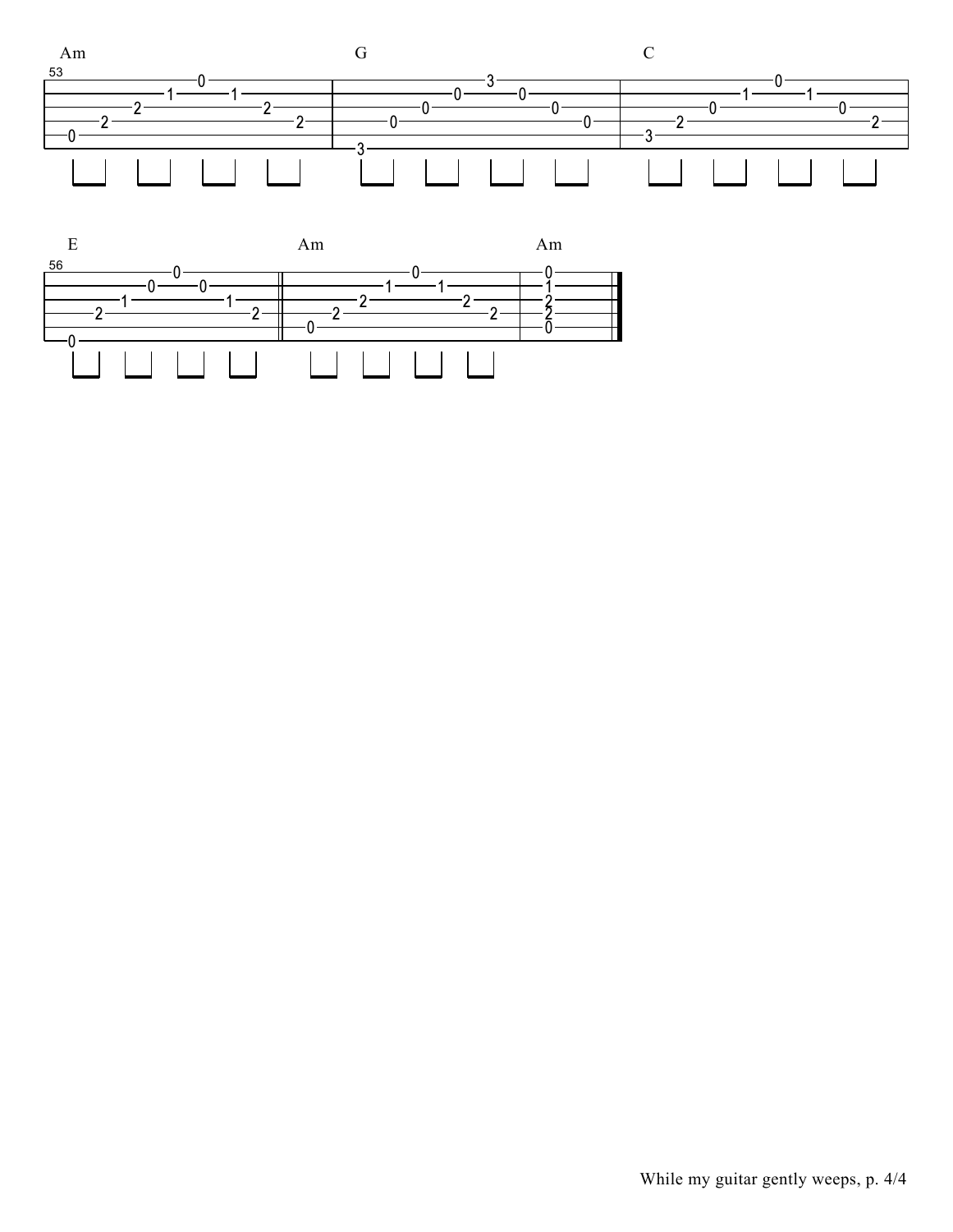```
53
   Am                  G                   C
e|-------------0-------|-------------3-------|-------------0-------|
B|----------1-----1----|----------0-----0----|----------1-----1----|
G|-------2-----------2-|-------0-----------0-|-------0-----------0-|
D|----2--------------2-|----0--------------0-|----2--------------2-|
A|-0-------------------|---------------------|-3-------------------|
E|---------------------|-3-------------------|---------------------|

56
   E                   Am                    Am
e|-------------0-------||-------------0-------|-0-|
B|----------0-----0----||----------1-----1----|-1-|
G|-------1-----------1-||-------2-----------2-|-2-|
D|----2--------------2-||----2--------------2-|-2-|
A|---------------------||-0-------------------|-0-|
E|-0-------------------||---------------------|---|
```